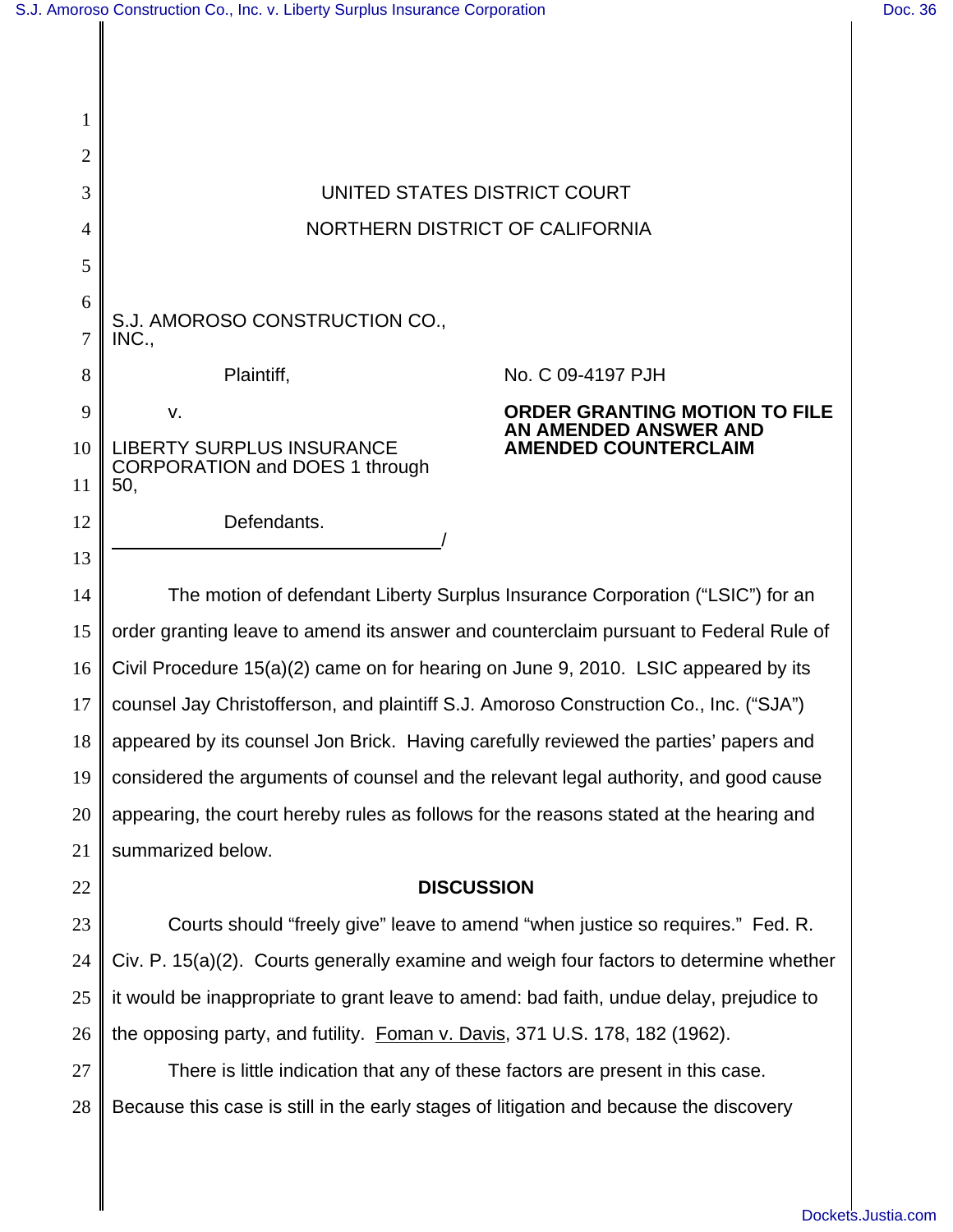UNITED STATES DISTRICT COURT

NORTHERN DISTRICT OF CALIFORNIA

S.J. AMOROSO CONSTRUCTION CO., INC.,

Plaintiff,

v.

LIBERTY SURPLUS INSURANCE CORPORATION and DOES 1 through 50,

Defendants.

/

No. C 09-4197 PJH

**ORDER GRANTING MOTION TO FILE AN AMENDED ANSWER AND AMENDED COUNTERCLAIM**

The motion of defendant Liberty Surplus Insurance Corporation ("LSIC") for an order granting leave to amend its answer and counterclaim pursuant to Federal Rule of Civil Procedure 15(a)(2) came on for hearing on June 9, 2010. LSIC appeared by its counsel Jay Christofferson, and plaintiff S.J. Amoroso Construction Co., Inc. ("SJA") appeared by its counsel Jon Brick. Having carefully reviewed the parties' papers and considered the arguments of counsel and the relevant legal authority, and good cause appearing, the court hereby rules as follows for the reasons stated at the hearing and summarized below.

**DISCUSSION**

Courts should "freely give" leave to amend "when justice so requires." Fed. R. Civ. P. 15(a)(2). Courts generally examine and weigh four factors to determine whether it would be inappropriate to grant leave to amend: bad faith, undue delay, prejudice to the opposing party, and futility. Foman v. Davis, 371 U.S. 178, 182 (1962).

There is little indication that any of these factors are present in this case. Because this case is still in the early stages of litigation and because the discovery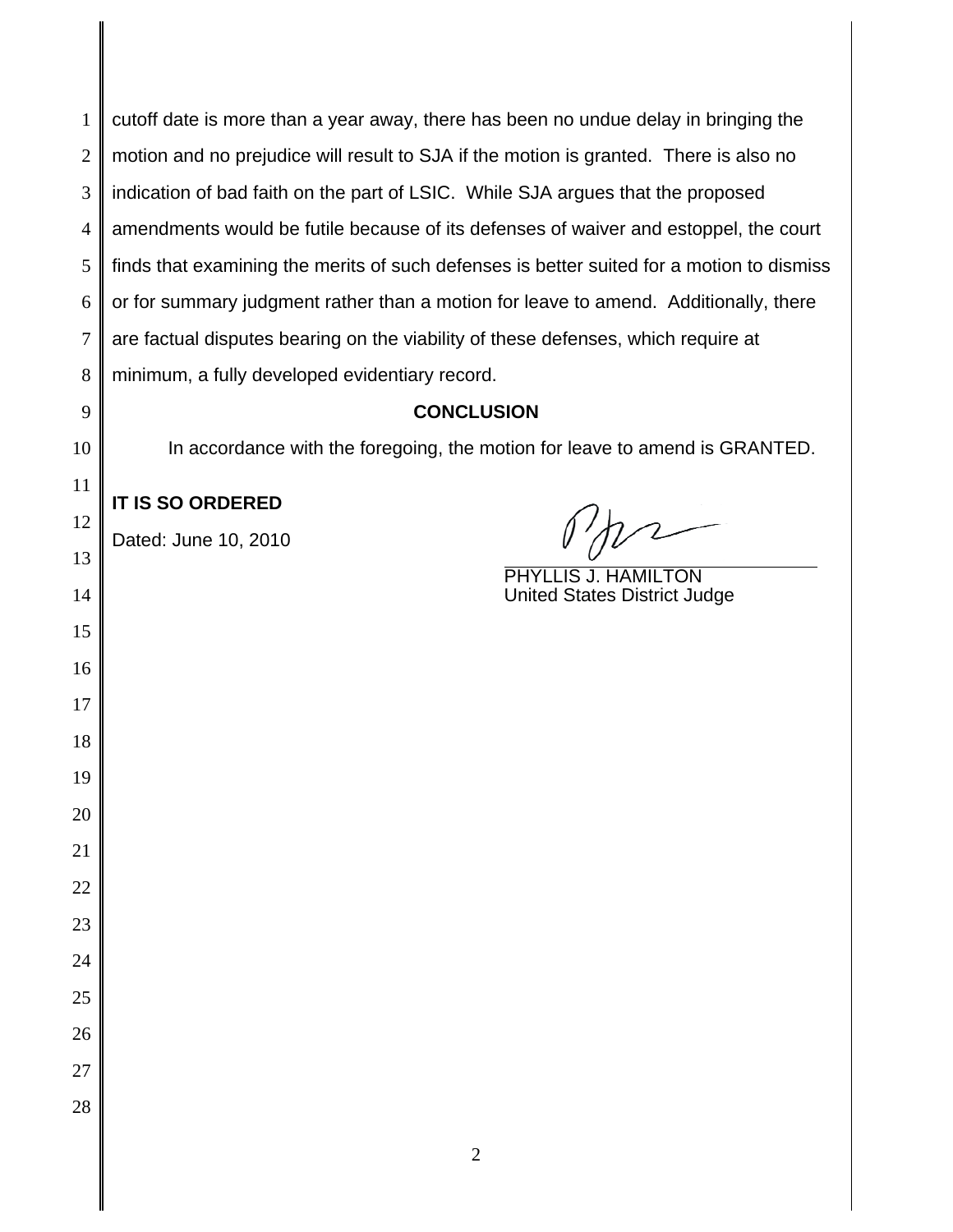cutoff date is more than a year away, there has been no undue delay in bringing the motion and no prejudice will result to SJA if the motion is granted. There is also no indication of bad faith on the part of LSIC. While SJA argues that the proposed amendments would be futile because of its defenses of waiver and estoppel, the court finds that examining the merits of such defenses is better suited for a motion to dismiss or for summary judgment rather than a motion for leave to amend. Additionally, there are factual disputes bearing on the viability of these defenses, which require at minimum, a fully developed evidentiary record.

## CONCLUSION

In accordance with the foregoing, the motion for leave to amend is GRANTED.

**IT IS SO ORDERED**

Dated: June 10, 2010

PHYLLIS J. HAMILTON
United States District Judge